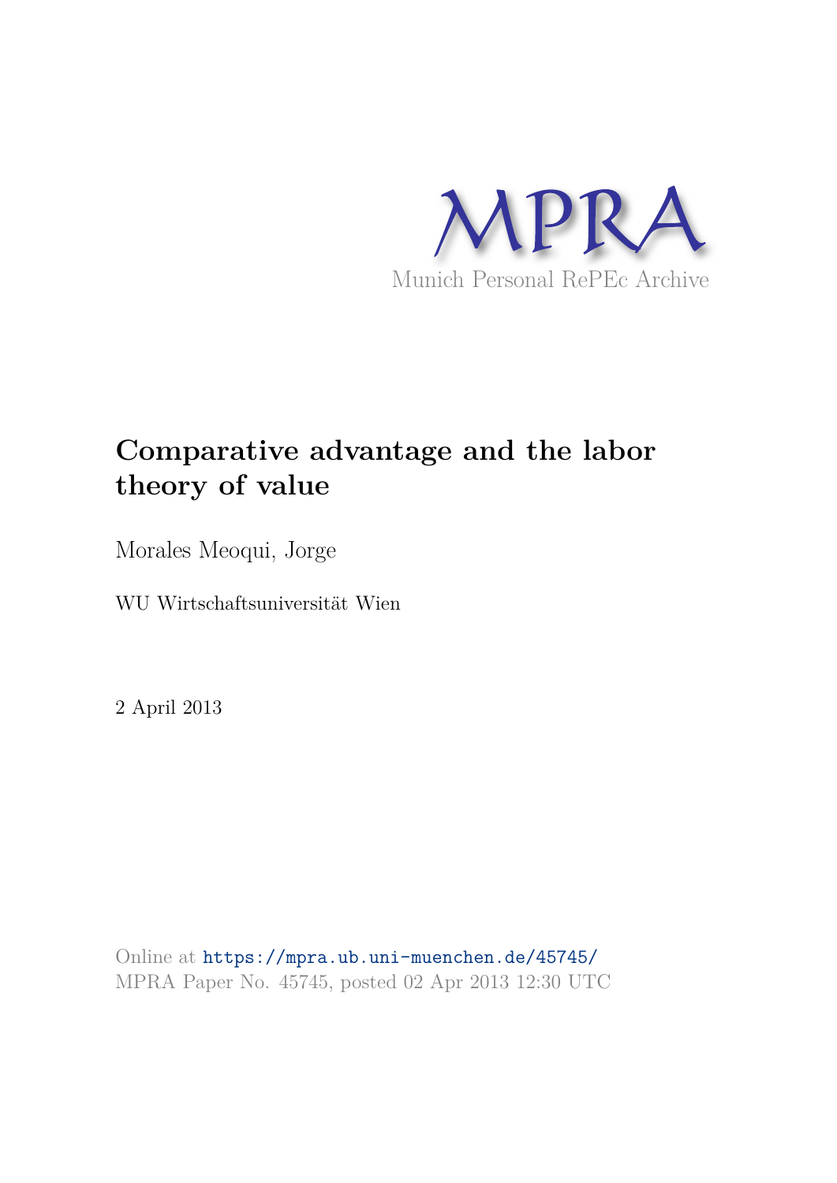MPRA

Munich Personal RePEc Archive

# Comparative advantage and the labor theory of value

Morales Meoqui, Jorge

WU Wirtschaftsuniversität Wien

2 April 2013

Online at https://mpra.ub.uni-muenchen.de/45745/
MPRA Paper No. 45745, posted 02 Apr 2013 12:30 UTC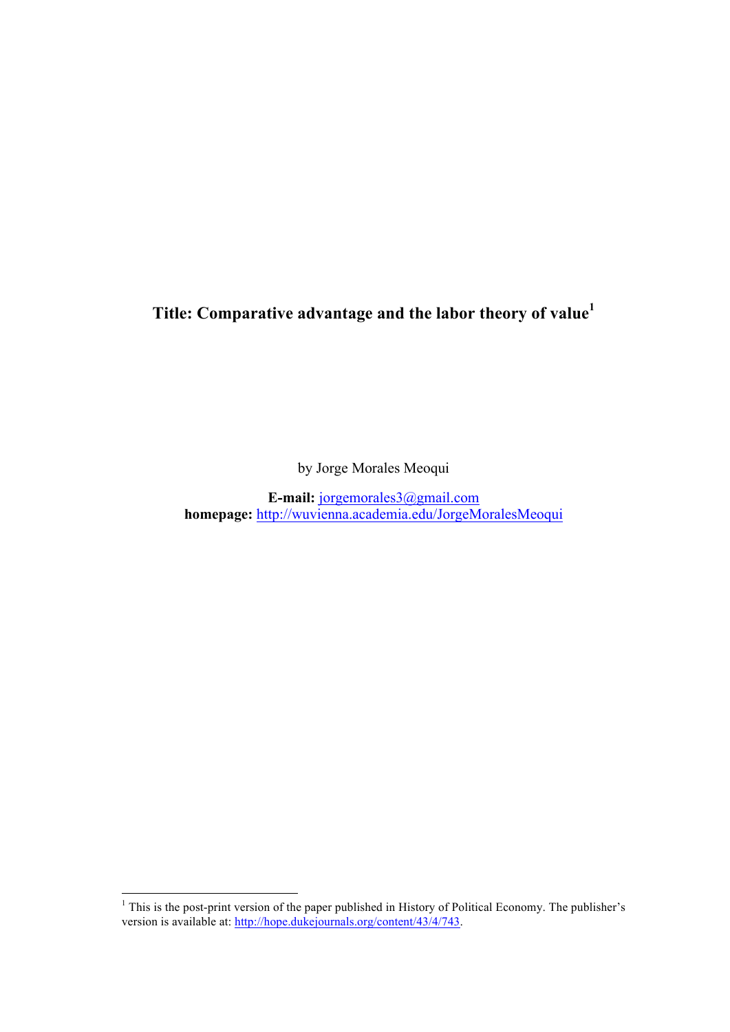# Title: Comparative advantage and the labor theory of value[1]

by Jorge Morales Meoqui

**E-mail:** jorgemorales3@gmail.com
**homepage:** http://wuvienna.academia.edu/JorgeMoralesMeoqui

[1] This is the post-print version of the paper published in History of Political Economy. The publisher's version is available at: http://hope.dukejournals.org/content/43/4/743.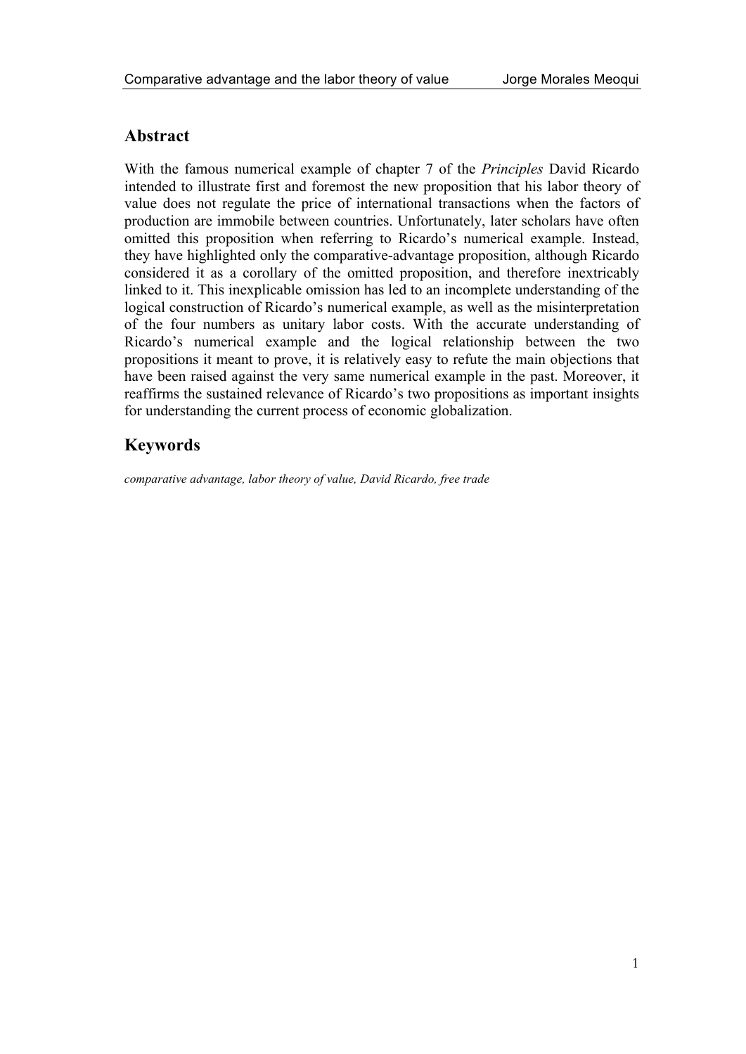## Abstract

With the famous numerical example of chapter 7 of the *Principles* David Ricardo intended to illustrate first and foremost the new proposition that his labor theory of value does not regulate the price of international transactions when the factors of production are immobile between countries. Unfortunately, later scholars have often omitted this proposition when referring to Ricardo's numerical example. Instead, they have highlighted only the comparative-advantage proposition, although Ricardo considered it as a corollary of the omitted proposition, and therefore inextricably linked to it. This inexplicable omission has led to an incomplete understanding of the logical construction of Ricardo's numerical example, as well as the misinterpretation of the four numbers as unitary labor costs. With the accurate understanding of Ricardo's numerical example and the logical relationship between the two propositions it meant to prove, it is relatively easy to refute the main objections that have been raised against the very same numerical example in the past. Moreover, it reaffirms the sustained relevance of Ricardo's two propositions as important insights for understanding the current process of economic globalization.

## Keywords

*comparative advantage, labor theory of value, David Ricardo, free trade*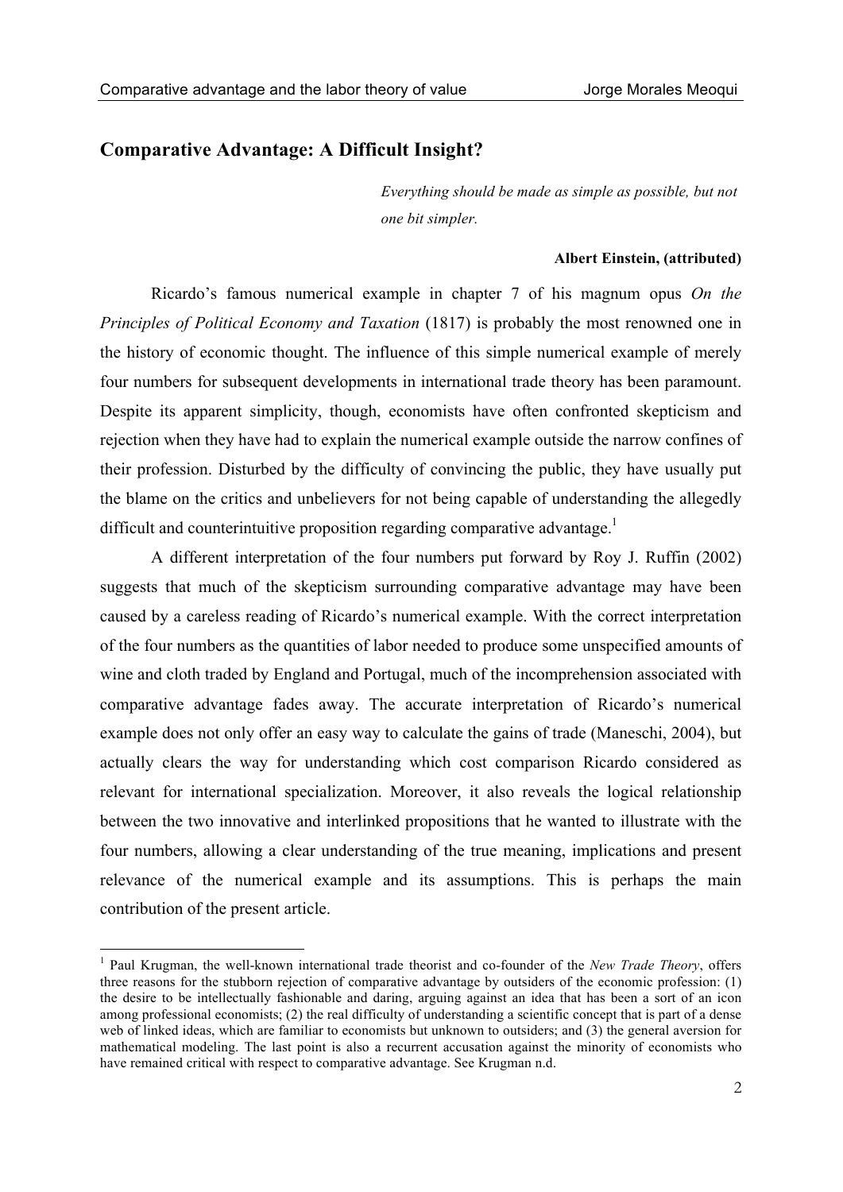## Comparative Advantage: A Difficult Insight?

> *Everything should be made as simple as possible, but not one bit simpler.*
>
> **Albert Einstein, (attributed)**

Ricardo's famous numerical example in chapter 7 of his magnum opus *On the Principles of Political Economy and Taxation* (1817) is probably the most renowned one in the history of economic thought. The influence of this simple numerical example of merely four numbers for subsequent developments in international trade theory has been paramount. Despite its apparent simplicity, though, economists have often confronted skepticism and rejection when they have had to explain the numerical example outside the narrow confines of their profession. Disturbed by the difficulty of convincing the public, they have usually put the blame on the critics and unbelievers for not being capable of understanding the allegedly difficult and counterintuitive proposition regarding comparative advantage.[1]

A different interpretation of the four numbers put forward by Roy J. Ruffin (2002) suggests that much of the skepticism surrounding comparative advantage may have been caused by a careless reading of Ricardo's numerical example. With the correct interpretation of the four numbers as the quantities of labor needed to produce some unspecified amounts of wine and cloth traded by England and Portugal, much of the incomprehension associated with comparative advantage fades away. The accurate interpretation of Ricardo's numerical example does not only offer an easy way to calculate the gains of trade (Maneschi, 2004), but actually clears the way for understanding which cost comparison Ricardo considered as relevant for international specialization. Moreover, it also reveals the logical relationship between the two innovative and interlinked propositions that he wanted to illustrate with the four numbers, allowing a clear understanding of the true meaning, implications and present relevance of the numerical example and its assumptions. This is perhaps the main contribution of the present article.

[1] Paul Krugman, the well-known international trade theorist and co-founder of the *New Trade Theory*, offers three reasons for the stubborn rejection of comparative advantage by outsiders of the economic profession: (1) the desire to be intellectually fashionable and daring, arguing against an idea that has been a sort of an icon among professional economists; (2) the real difficulty of understanding a scientific concept that is part of a dense web of linked ideas, which are familiar to economists but unknown to outsiders; and (3) the general aversion for mathematical modeling. The last point is also a recurrent accusation against the minority of economists who have remained critical with respect to comparative advantage. See Krugman n.d.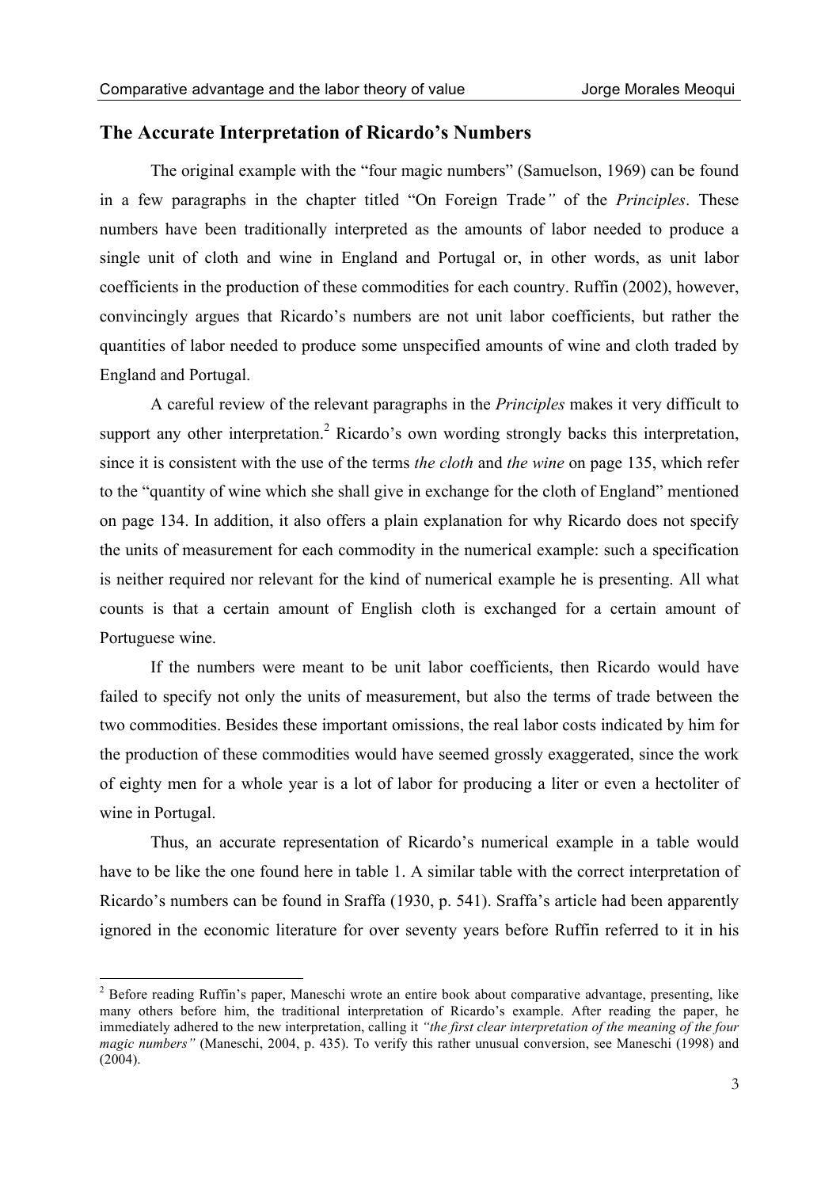## The Accurate Interpretation of Ricardo's Numbers

The original example with the "four magic numbers" (Samuelson, 1969) can be found in a few paragraphs in the chapter titled "On Foreign Trade" of the *Principles*. These numbers have been traditionally interpreted as the amounts of labor needed to produce a single unit of cloth and wine in England and Portugal or, in other words, as unit labor coefficients in the production of these commodities for each country. Ruffin (2002), however, convincingly argues that Ricardo's numbers are not unit labor coefficients, but rather the quantities of labor needed to produce some unspecified amounts of wine and cloth traded by England and Portugal.

A careful review of the relevant paragraphs in the *Principles* makes it very difficult to support any other interpretation.[2] Ricardo's own wording strongly backs this interpretation, since it is consistent with the use of the terms *the cloth* and *the wine* on page 135, which refer to the "quantity of wine which she shall give in exchange for the cloth of England" mentioned on page 134. In addition, it also offers a plain explanation for why Ricardo does not specify the units of measurement for each commodity in the numerical example: such a specification is neither required nor relevant for the kind of numerical example he is presenting. All what counts is that a certain amount of English cloth is exchanged for a certain amount of Portuguese wine.

If the numbers were meant to be unit labor coefficients, then Ricardo would have failed to specify not only the units of measurement, but also the terms of trade between the two commodities. Besides these important omissions, the real labor costs indicated by him for the production of these commodities would have seemed grossly exaggerated, since the work of eighty men for a whole year is a lot of labor for producing a liter or even a hectoliter of wine in Portugal.

Thus, an accurate representation of Ricardo's numerical example in a table would have to be like the one found here in table 1. A similar table with the correct interpretation of Ricardo's numbers can be found in Sraffa (1930, p. 541). Sraffa's article had been apparently ignored in the economic literature for over seventy years before Ruffin referred to it in his

[2] Before reading Ruffin's paper, Maneschi wrote an entire book about comparative advantage, presenting, like many others before him, the traditional interpretation of Ricardo's example. After reading the paper, he immediately adhered to the new interpretation, calling it *"the first clear interpretation of the meaning of the four magic numbers"* (Maneschi, 2004, p. 435). To verify this rather unusual conversion, see Maneschi (1998) and (2004).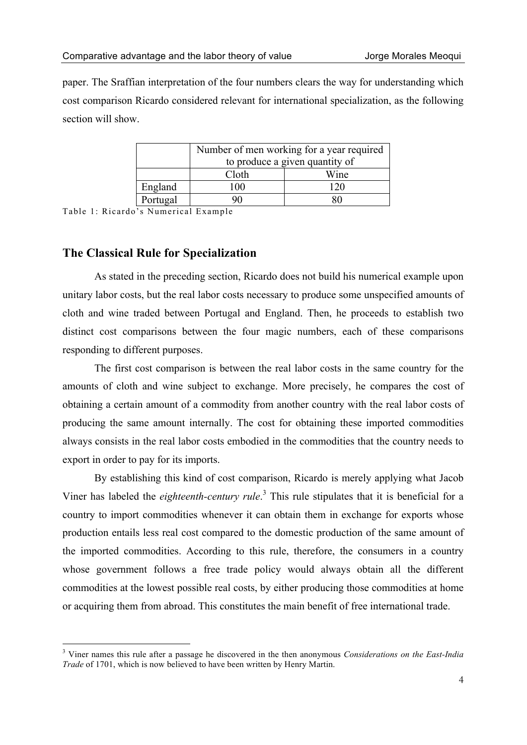paper. The Sraffian interpretation of the four numbers clears the way for understanding which cost comparison Ricardo considered relevant for international specialization, as the following section will show.

| | Number of men working for a year required to produce a given quantity of | |
|---|---|---|
| | Cloth | Wine |
| England | 100 | 120 |
| Portugal | 90 | 80 |

Table 1: Ricardo's Numerical Example

## The Classical Rule for Specialization

As stated in the preceding section, Ricardo does not build his numerical example upon unitary labor costs, but the real labor costs necessary to produce some unspecified amounts of cloth and wine traded between Portugal and England. Then, he proceeds to establish two distinct cost comparisons between the four magic numbers, each of these comparisons responding to different purposes.

The first cost comparison is between the real labor costs in the same country for the amounts of cloth and wine subject to exchange. More precisely, he compares the cost of obtaining a certain amount of a commodity from another country with the real labor costs of producing the same amount internally. The cost for obtaining these imported commodities always consists in the real labor costs embodied in the commodities that the country needs to export in order to pay for its imports.

By establishing this kind of cost comparison, Ricardo is merely applying what Jacob Viner has labeled the *eighteenth-century rule*.[3] This rule stipulates that it is beneficial for a country to import commodities whenever it can obtain them in exchange for exports whose production entails less real cost compared to the domestic production of the same amount of the imported commodities. According to this rule, therefore, the consumers in a country whose government follows a free trade policy would always obtain all the different commodities at the lowest possible real costs, by either producing those commodities at home or acquiring them from abroad. This constitutes the main benefit of free international trade.

[3] Viner names this rule after a passage he discovered in the then anonymous *Considerations on the East-India Trade* of 1701, which is now believed to have been written by Henry Martin.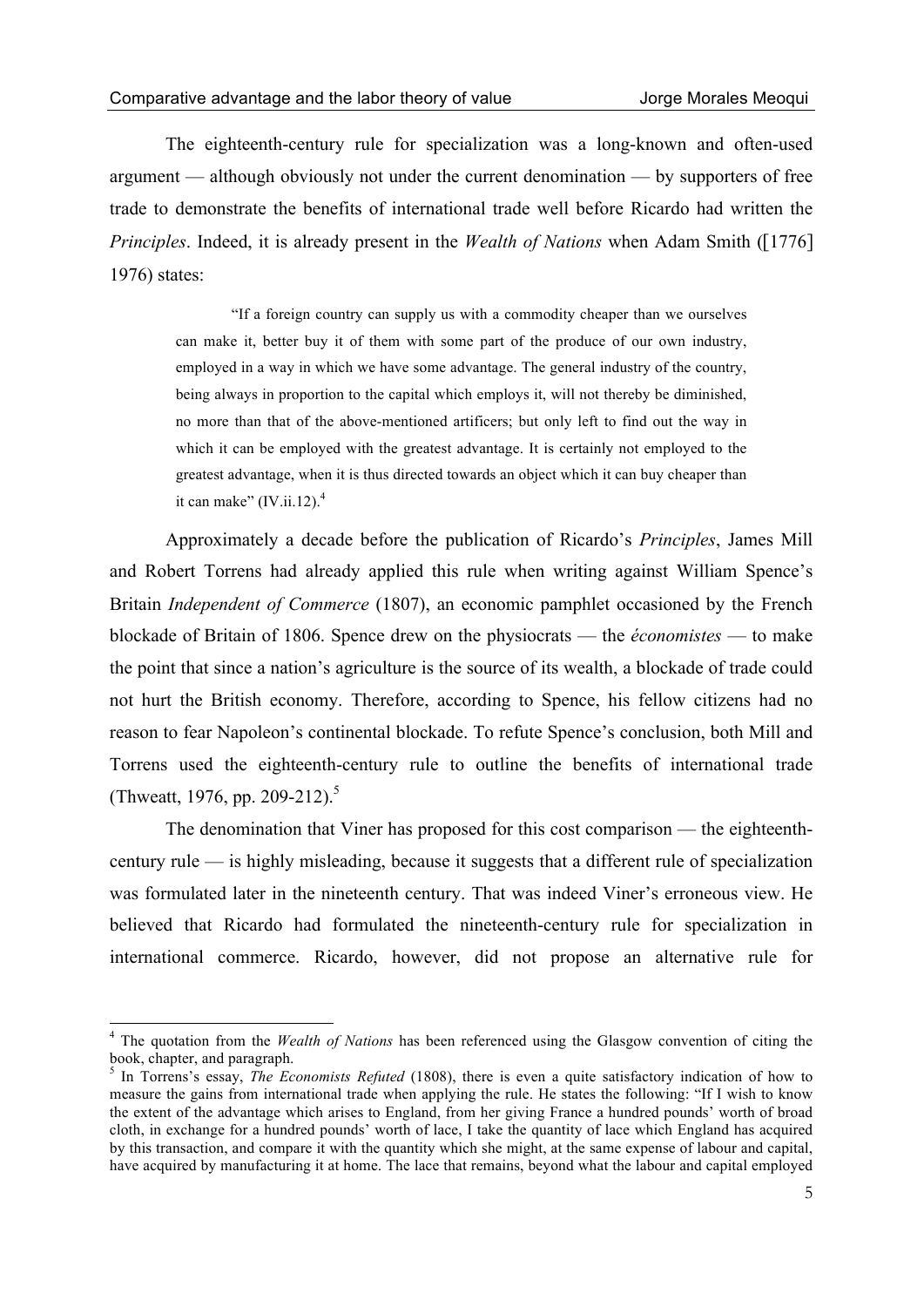The eighteenth-century rule for specialization was a long-known and often-used argument — although obviously not under the current denomination — by supporters of free trade to demonstrate the benefits of international trade well before Ricardo had written the *Principles*. Indeed, it is already present in the *Wealth of Nations* when Adam Smith ([1776] 1976) states:

> "If a foreign country can supply us with a commodity cheaper than we ourselves can make it, better buy it of them with some part of the produce of our own industry, employed in a way in which we have some advantage. The general industry of the country, being always in proportion to the capital which employs it, will not thereby be diminished, no more than that of the above-mentioned artificers; but only left to find out the way in which it can be employed with the greatest advantage. It is certainly not employed to the greatest advantage, when it is thus directed towards an object which it can buy cheaper than it can make" (IV.ii.12).[4]

Approximately a decade before the publication of Ricardo's *Principles*, James Mill and Robert Torrens had already applied this rule when writing against William Spence's Britain *Independent of Commerce* (1807), an economic pamphlet occasioned by the French blockade of Britain of 1806. Spence drew on the physiocrats — the *économistes* — to make the point that since a nation's agriculture is the source of its wealth, a blockade of trade could not hurt the British economy. Therefore, according to Spence, his fellow citizens had no reason to fear Napoleon's continental blockade. To refute Spence's conclusion, both Mill and Torrens used the eighteenth-century rule to outline the benefits of international trade (Thweatt, 1976, pp. 209-212).[5]

The denomination that Viner has proposed for this cost comparison — the eighteenth-century rule — is highly misleading, because it suggests that a different rule of specialization was formulated later in the nineteenth century. That was indeed Viner's erroneous view. He believed that Ricardo had formulated the nineteenth-century rule for specialization in international commerce. Ricardo, however, did not propose an alternative rule for

---

[4] The quotation from the *Wealth of Nations* has been referenced using the Glasgow convention of citing the book, chapter, and paragraph.

[5] In Torrens's essay, *The Economists Refuted* (1808), there is even a quite satisfactory indication of how to measure the gains from international trade when applying the rule. He states the following: "If I wish to know the extent of the advantage which arises to England, from her giving France a hundred pounds' worth of broad cloth, in exchange for a hundred pounds' worth of lace, I take the quantity of lace which England has acquired by this transaction, and compare it with the quantity which she might, at the same expense of labour and capital, have acquired by manufacturing it at home. The lace that remains, beyond what the labour and capital employed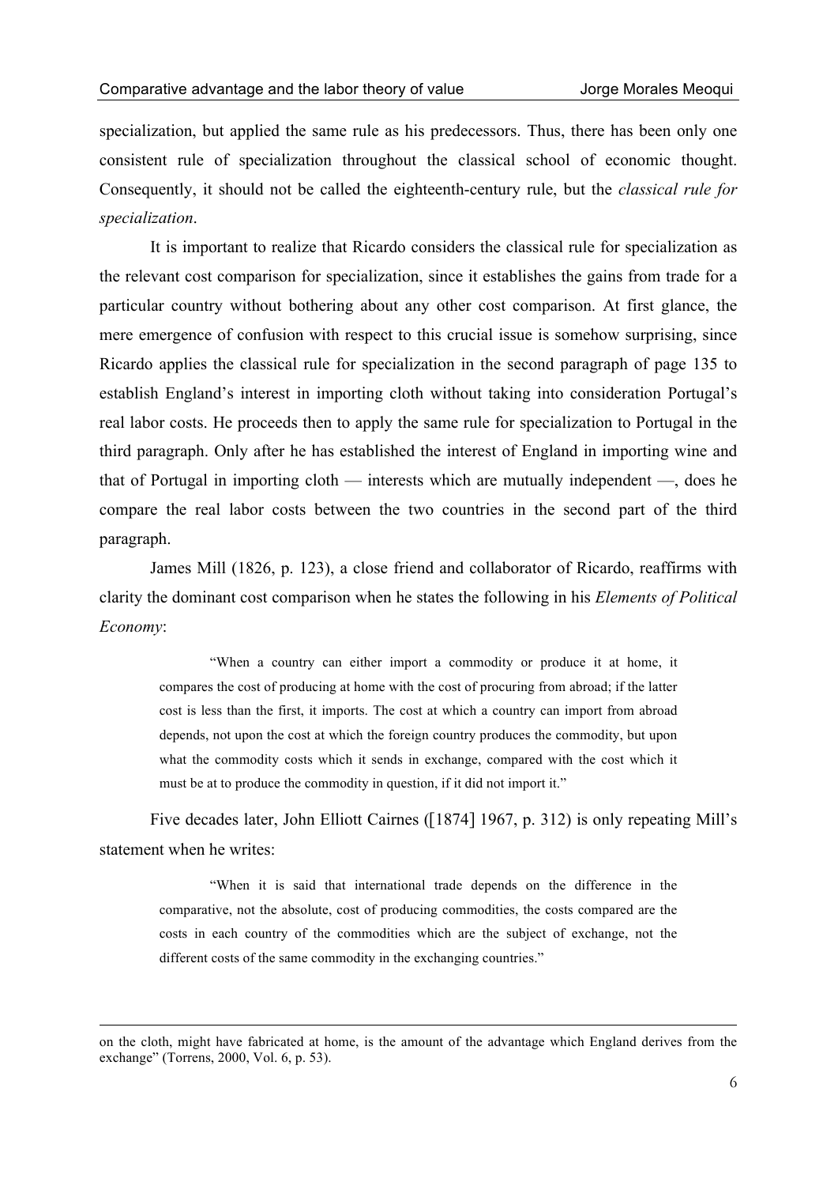specialization, but applied the same rule as his predecessors. Thus, there has been only one consistent rule of specialization throughout the classical school of economic thought. Consequently, it should not be called the eighteenth-century rule, but the *classical rule for specialization*.

It is important to realize that Ricardo considers the classical rule for specialization as the relevant cost comparison for specialization, since it establishes the gains from trade for a particular country without bothering about any other cost comparison. At first glance, the mere emergence of confusion with respect to this crucial issue is somehow surprising, since Ricardo applies the classical rule for specialization in the second paragraph of page 135 to establish England's interest in importing cloth without taking into consideration Portugal's real labor costs. He proceeds then to apply the same rule for specialization to Portugal in the third paragraph. Only after he has established the interest of England in importing wine and that of Portugal in importing cloth — interests which are mutually independent —, does he compare the real labor costs between the two countries in the second part of the third paragraph.

James Mill (1826, p. 123), a close friend and collaborator of Ricardo, reaffirms with clarity the dominant cost comparison when he states the following in his *Elements of Political Economy*:

> "When a country can either import a commodity or produce it at home, it compares the cost of producing at home with the cost of procuring from abroad; if the latter cost is less than the first, it imports. The cost at which a country can import from abroad depends, not upon the cost at which the foreign country produces the commodity, but upon what the commodity costs which it sends in exchange, compared with the cost which it must be at to produce the commodity in question, if it did not import it."

Five decades later, John Elliott Cairnes ([1874] 1967, p. 312) is only repeating Mill's statement when he writes:

> "When it is said that international trade depends on the difference in the comparative, not the absolute, cost of producing commodities, the costs compared are the costs in each country of the commodities which are the subject of exchange, not the different costs of the same commodity in the exchanging countries."

---

on the cloth, might have fabricated at home, is the amount of the advantage which England derives from the exchange" (Torrens, 2000, Vol. 6, p. 53).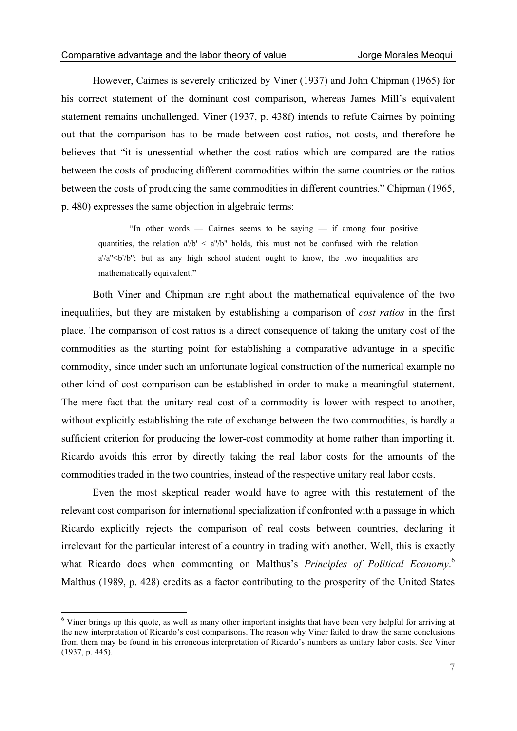However, Cairnes is severely criticized by Viner (1937) and John Chipman (1965) for his correct statement of the dominant cost comparison, whereas James Mill's equivalent statement remains unchallenged. Viner (1937, p. 438f) intends to refute Cairnes by pointing out that the comparison has to be made between cost ratios, not costs, and therefore he believes that "it is unessential whether the cost ratios which are compared are the ratios between the costs of producing different commodities within the same countries or the ratios between the costs of producing the same commodities in different countries." Chipman (1965, p. 480) expresses the same objection in algebraic terms:

> "In other words — Cairnes seems to be saying — if among four positive quantities, the relation $a'/b' < a''/b''$ holds, this must not be confused with the relation $a'/a'' < b'/b''$; but as any high school student ought to know, the two inequalities are mathematically equivalent."

Both Viner and Chipman are right about the mathematical equivalence of the two inequalities, but they are mistaken by establishing a comparison of *cost ratios* in the first place. The comparison of cost ratios is a direct consequence of taking the unitary cost of the commodities as the starting point for establishing a comparative advantage in a specific commodity, since under such an unfortunate logical construction of the numerical example no other kind of cost comparison can be established in order to make a meaningful statement. The mere fact that the unitary real cost of a commodity is lower with respect to another, without explicitly establishing the rate of exchange between the two commodities, is hardly a sufficient criterion for producing the lower-cost commodity at home rather than importing it. Ricardo avoids this error by directly taking the real labor costs for the amounts of the commodities traded in the two countries, instead of the respective unitary real labor costs.

Even the most skeptical reader would have to agree with this restatement of the relevant cost comparison for international specialization if confronted with a passage in which Ricardo explicitly rejects the comparison of real costs between countries, declaring it irrelevant for the particular interest of a country in trading with another. Well, this is exactly what Ricardo does when commenting on Malthus's *Principles of Political Economy*.[6] Malthus (1989, p. 428) credits as a factor contributing to the prosperity of the United States

[6] Viner brings up this quote, as well as many other important insights that have been very helpful for arriving at the new interpretation of Ricardo's cost comparisons. The reason why Viner failed to draw the same conclusions from them may be found in his erroneous interpretation of Ricardo's numbers as unitary labor costs. See Viner (1937, p. 445).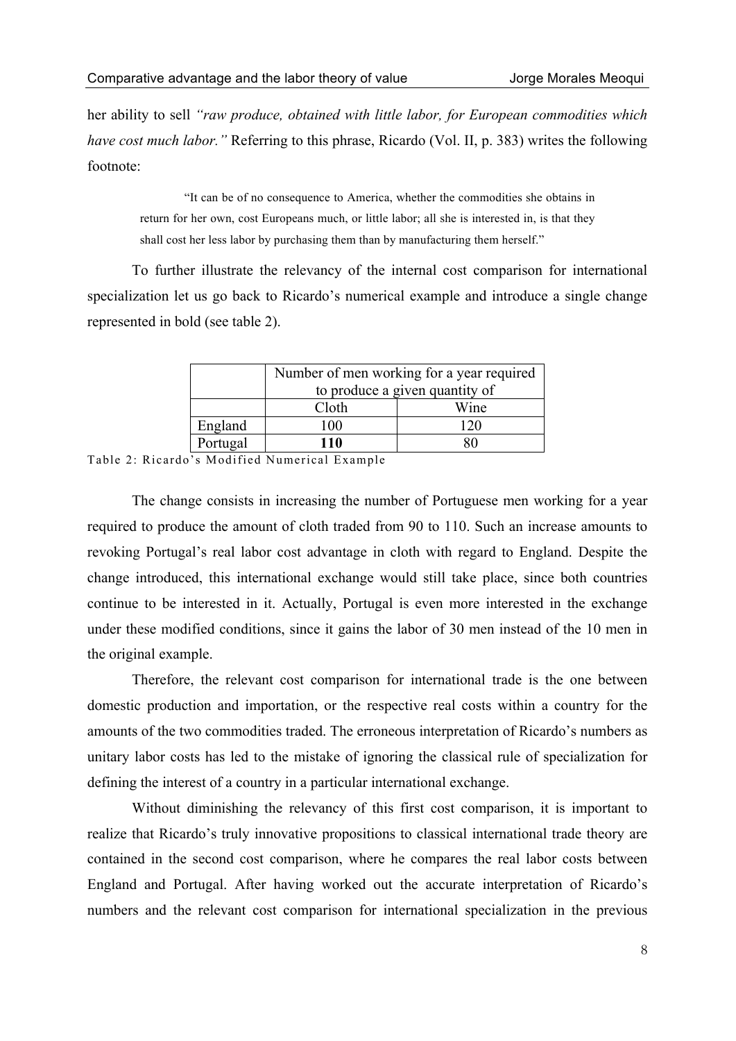her ability to sell *"raw produce, obtained with little labor, for European commodities which have cost much labor."* Referring to this phrase, Ricardo (Vol. II, p. 383) writes the following footnote:

> "It can be of no consequence to America, whether the commodities she obtains in return for her own, cost Europeans much, or little labor; all she is interested in, is that they shall cost her less labor by purchasing them than by manufacturing them herself."

To further illustrate the relevancy of the internal cost comparison for international specialization let us go back to Ricardo's numerical example and introduce a single change represented in bold (see table 2).

| | Number of men working for a year required to produce a given quantity of | |
|---|---|---|
| | Cloth | Wine |
| England | 100 | 120 |
| Portugal | **110** | 80 |

Table 2: Ricardo's Modified Numerical Example

The change consists in increasing the number of Portuguese men working for a year required to produce the amount of cloth traded from 90 to 110. Such an increase amounts to revoking Portugal's real labor cost advantage in cloth with regard to England. Despite the change introduced, this international exchange would still take place, since both countries continue to be interested in it. Actually, Portugal is even more interested in the exchange under these modified conditions, since it gains the labor of 30 men instead of the 10 men in the original example.

Therefore, the relevant cost comparison for international trade is the one between domestic production and importation, or the respective real costs within a country for the amounts of the two commodities traded. The erroneous interpretation of Ricardo's numbers as unitary labor costs has led to the mistake of ignoring the classical rule of specialization for defining the interest of a country in a particular international exchange.

Without diminishing the relevancy of this first cost comparison, it is important to realize that Ricardo's truly innovative propositions to classical international trade theory are contained in the second cost comparison, where he compares the real labor costs between England and Portugal. After having worked out the accurate interpretation of Ricardo's numbers and the relevant cost comparison for international specialization in the previous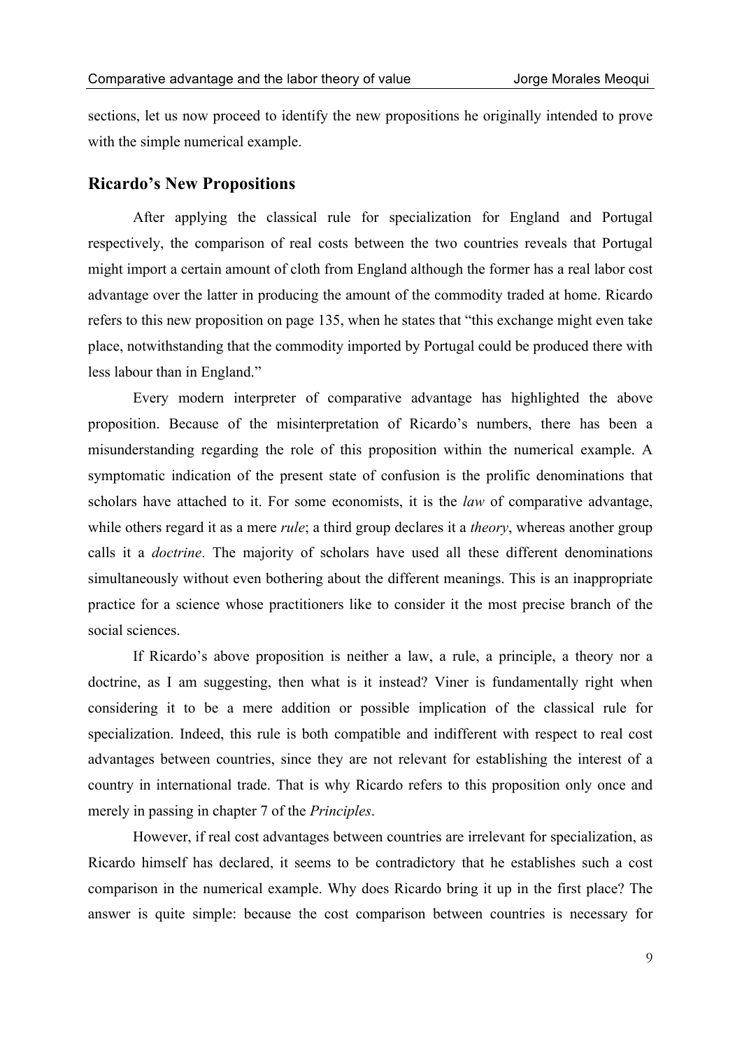sections, let us now proceed to identify the new propositions he originally intended to prove with the simple numerical example.

## Ricardo's New Propositions

After applying the classical rule for specialization for England and Portugal respectively, the comparison of real costs between the two countries reveals that Portugal might import a certain amount of cloth from England although the former has a real labor cost advantage over the latter in producing the amount of the commodity traded at home. Ricardo refers to this new proposition on page 135, when he states that "this exchange might even take place, notwithstanding that the commodity imported by Portugal could be produced there with less labour than in England."

Every modern interpreter of comparative advantage has highlighted the above proposition. Because of the misinterpretation of Ricardo's numbers, there has been a misunderstanding regarding the role of this proposition within the numerical example. A symptomatic indication of the present state of confusion is the prolific denominations that scholars have attached to it. For some economists, it is the *law* of comparative advantage, while others regard it as a mere *rule*; a third group declares it a *theory*, whereas another group calls it a *doctrine*. The majority of scholars have used all these different denominations simultaneously without even bothering about the different meanings. This is an inappropriate practice for a science whose practitioners like to consider it the most precise branch of the social sciences.

If Ricardo's above proposition is neither a law, a rule, a principle, a theory nor a doctrine, as I am suggesting, then what is it instead? Viner is fundamentally right when considering it to be a mere addition or possible implication of the classical rule for specialization. Indeed, this rule is both compatible and indifferent with respect to real cost advantages between countries, since they are not relevant for establishing the interest of a country in international trade. That is why Ricardo refers to this proposition only once and merely in passing in chapter 7 of the *Principles*.

However, if real cost advantages between countries are irrelevant for specialization, as Ricardo himself has declared, it seems to be contradictory that he establishes such a cost comparison in the numerical example. Why does Ricardo bring it up in the first place? The answer is quite simple: because the cost comparison between countries is necessary for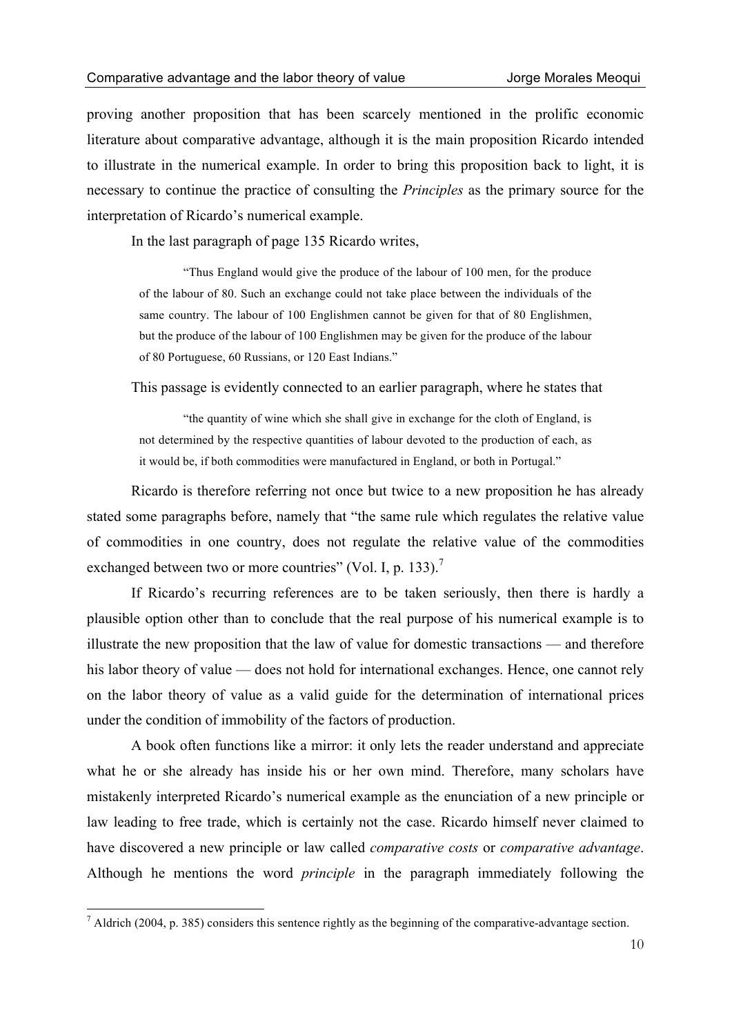proving another proposition that has been scarcely mentioned in the prolific economic literature about comparative advantage, although it is the main proposition Ricardo intended to illustrate in the numerical example. In order to bring this proposition back to light, it is necessary to continue the practice of consulting the *Principles* as the primary source for the interpretation of Ricardo's numerical example.

In the last paragraph of page 135 Ricardo writes,

> "Thus England would give the produce of the labour of 100 men, for the produce of the labour of 80. Such an exchange could not take place between the individuals of the same country. The labour of 100 Englishmen cannot be given for that of 80 Englishmen, but the produce of the labour of 100 Englishmen may be given for the produce of the labour of 80 Portuguese, 60 Russians, or 120 East Indians."

This passage is evidently connected to an earlier paragraph, where he states that

> "the quantity of wine which she shall give in exchange for the cloth of England, is not determined by the respective quantities of labour devoted to the production of each, as it would be, if both commodities were manufactured in England, or both in Portugal."

Ricardo is therefore referring not once but twice to a new proposition he has already stated some paragraphs before, namely that "the same rule which regulates the relative value of commodities in one country, does not regulate the relative value of the commodities exchanged between two or more countries" (Vol. I, p. 133).[7]

If Ricardo's recurring references are to be taken seriously, then there is hardly a plausible option other than to conclude that the real purpose of his numerical example is to illustrate the new proposition that the law of value for domestic transactions — and therefore his labor theory of value — does not hold for international exchanges. Hence, one cannot rely on the labor theory of value as a valid guide for the determination of international prices under the condition of immobility of the factors of production.

A book often functions like a mirror: it only lets the reader understand and appreciate what he or she already has inside his or her own mind. Therefore, many scholars have mistakenly interpreted Ricardo's numerical example as the enunciation of a new principle or law leading to free trade, which is certainly not the case. Ricardo himself never claimed to have discovered a new principle or law called *comparative costs* or *comparative advantage*. Although he mentions the word *principle* in the paragraph immediately following the

[7] Aldrich (2004, p. 385) considers this sentence rightly as the beginning of the comparative-advantage section.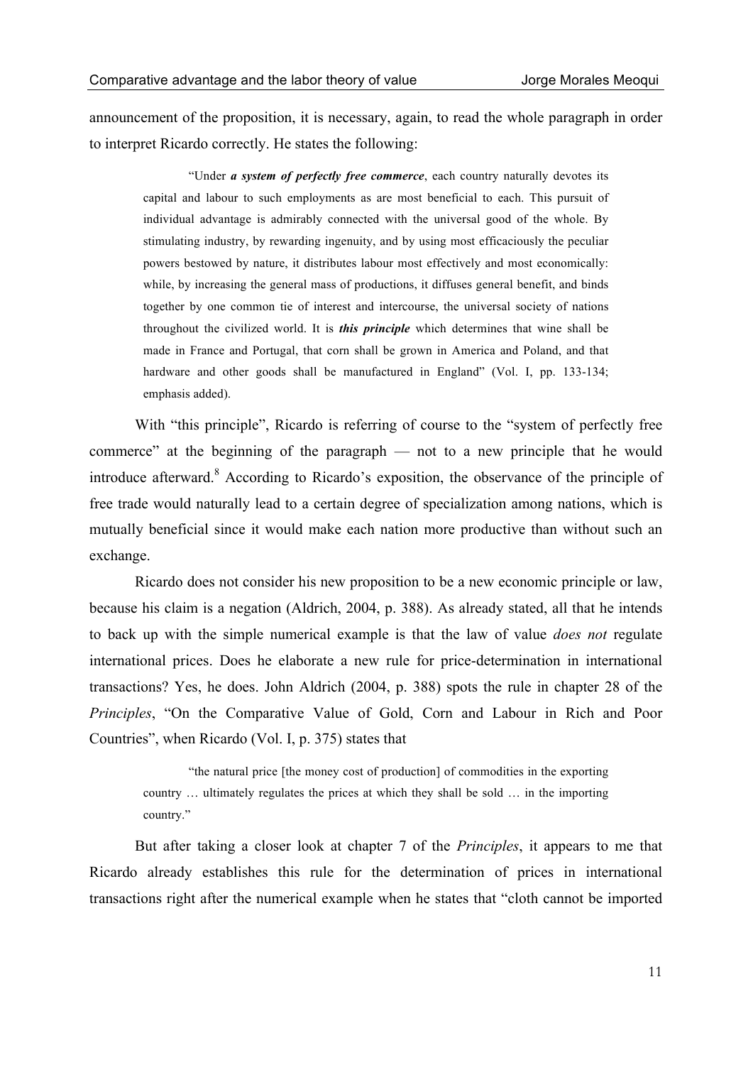announcement of the proposition, it is necessary, again, to read the whole paragraph in order to interpret Ricardo correctly. He states the following:

> "Under ***a system of perfectly free commerce***, each country naturally devotes its capital and labour to such employments as are most beneficial to each. This pursuit of individual advantage is admirably connected with the universal good of the whole. By stimulating industry, by rewarding ingenuity, and by using most efficaciously the peculiar powers bestowed by nature, it distributes labour most effectively and most economically: while, by increasing the general mass of productions, it diffuses general benefit, and binds together by one common tie of interest and intercourse, the universal society of nations throughout the civilized world. It is ***this principle*** which determines that wine shall be made in France and Portugal, that corn shall be grown in America and Poland, and that hardware and other goods shall be manufactured in England" (Vol. I, pp. 133-134; emphasis added).

With "this principle", Ricardo is referring of course to the "system of perfectly free commerce" at the beginning of the paragraph — not to a new principle that he would introduce afterward.[8] According to Ricardo's exposition, the observance of the principle of free trade would naturally lead to a certain degree of specialization among nations, which is mutually beneficial since it would make each nation more productive than without such an exchange.

Ricardo does not consider his new proposition to be a new economic principle or law, because his claim is a negation (Aldrich, 2004, p. 388). As already stated, all that he intends to back up with the simple numerical example is that the law of value *does not* regulate international prices. Does he elaborate a new rule for price-determination in international transactions? Yes, he does. John Aldrich (2004, p. 388) spots the rule in chapter 28 of the *Principles*, "On the Comparative Value of Gold, Corn and Labour in Rich and Poor Countries", when Ricardo (Vol. I, p. 375) states that

> "the natural price [the money cost of production] of commodities in the exporting country … ultimately regulates the prices at which they shall be sold … in the importing country."

But after taking a closer look at chapter 7 of the *Principles*, it appears to me that Ricardo already establishes this rule for the determination of prices in international transactions right after the numerical example when he states that "cloth cannot be imported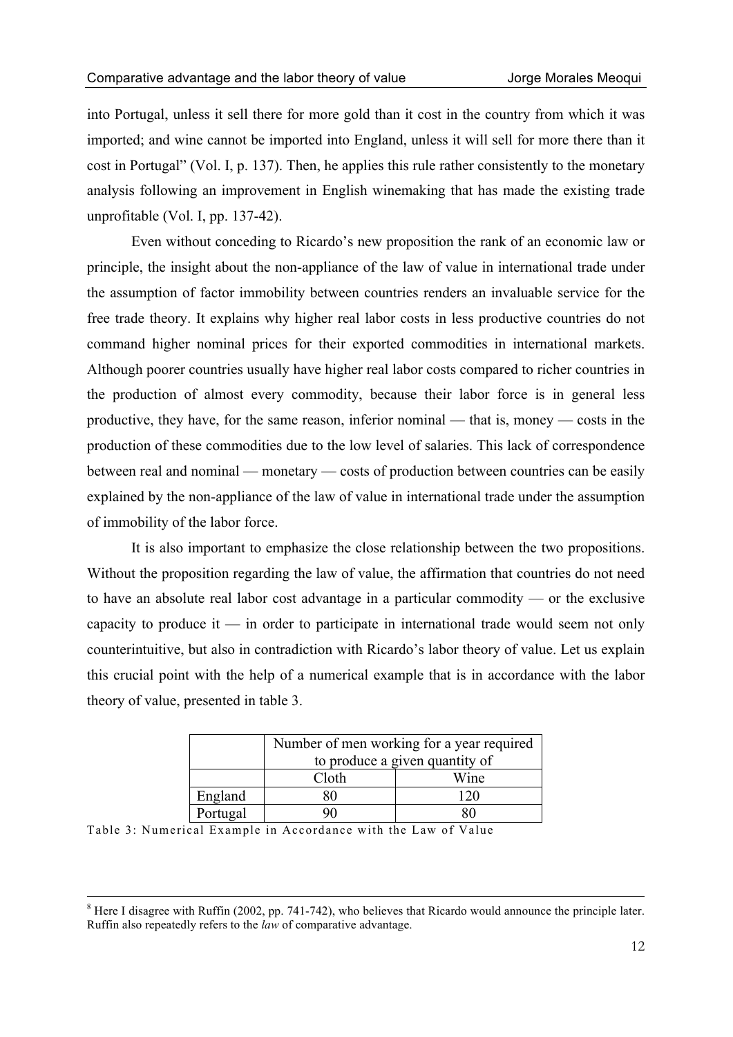into Portugal, unless it sell there for more gold than it cost in the country from which it was imported; and wine cannot be imported into England, unless it will sell for more there than it cost in Portugal" (Vol. I, p. 137). Then, he applies this rule rather consistently to the monetary analysis following an improvement in English winemaking that has made the existing trade unprofitable (Vol. I, pp. 137-42).

Even without conceding to Ricardo's new proposition the rank of an economic law or principle, the insight about the non-appliance of the law of value in international trade under the assumption of factor immobility between countries renders an invaluable service for the free trade theory. It explains why higher real labor costs in less productive countries do not command higher nominal prices for their exported commodities in international markets. Although poorer countries usually have higher real labor costs compared to richer countries in the production of almost every commodity, because their labor force is in general less productive, they have, for the same reason, inferior nominal — that is, money — costs in the production of these commodities due to the low level of salaries. This lack of correspondence between real and nominal — monetary — costs of production between countries can be easily explained by the non-appliance of the law of value in international trade under the assumption of immobility of the labor force.

It is also important to emphasize the close relationship between the two propositions. Without the proposition regarding the law of value, the affirmation that countries do not need to have an absolute real labor cost advantage in a particular commodity — or the exclusive capacity to produce it — in order to participate in international trade would seem not only counterintuitive, but also in contradiction with Ricardo's labor theory of value. Let us explain this crucial point with the help of a numerical example that is in accordance with the labor theory of value, presented in table 3.

| | Number of men working for a year required to produce a given quantity of | |
|---|---|---|
| | Cloth | Wine |
| England | 80 | 120 |
| Portugal | 90 | 80 |

Table 3: Numerical Example in Accordance with the Law of Value

[8] Here I disagree with Ruffin (2002, pp. 741-742), who believes that Ricardo would announce the principle later. Ruffin also repeatedly refers to the *law* of comparative advantage.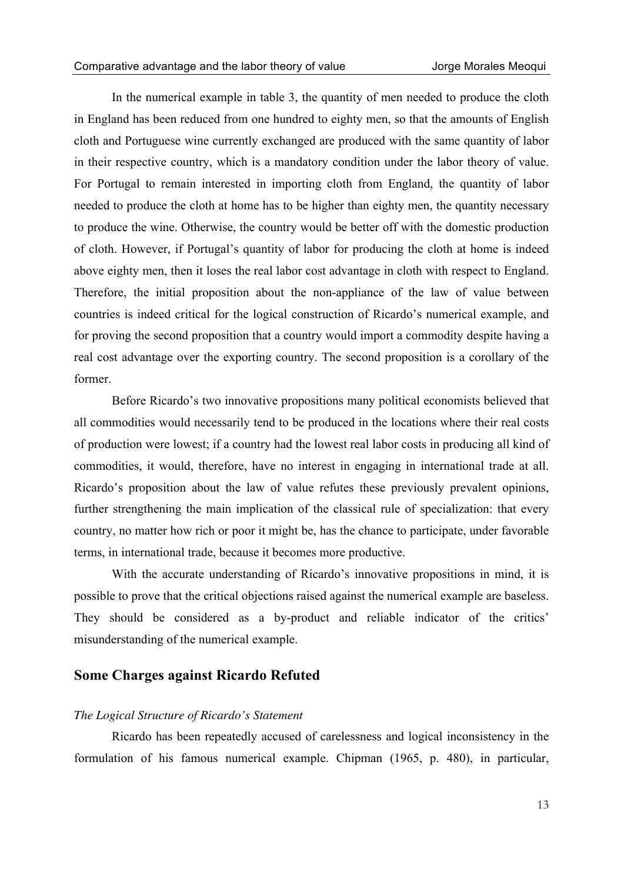In the numerical example in table 3, the quantity of men needed to produce the cloth in England has been reduced from one hundred to eighty men, so that the amounts of English cloth and Portuguese wine currently exchanged are produced with the same quantity of labor in their respective country, which is a mandatory condition under the labor theory of value. For Portugal to remain interested in importing cloth from England, the quantity of labor needed to produce the cloth at home has to be higher than eighty men, the quantity necessary to produce the wine. Otherwise, the country would be better off with the domestic production of cloth. However, if Portugal's quantity of labor for producing the cloth at home is indeed above eighty men, then it loses the real labor cost advantage in cloth with respect to England. Therefore, the initial proposition about the non-appliance of the law of value between countries is indeed critical for the logical construction of Ricardo's numerical example, and for proving the second proposition that a country would import a commodity despite having a real cost advantage over the exporting country. The second proposition is a corollary of the former.

Before Ricardo's two innovative propositions many political economists believed that all commodities would necessarily tend to be produced in the locations where their real costs of production were lowest; if a country had the lowest real labor costs in producing all kind of commodities, it would, therefore, have no interest in engaging in international trade at all. Ricardo's proposition about the law of value refutes these previously prevalent opinions, further strengthening the main implication of the classical rule of specialization: that every country, no matter how rich or poor it might be, has the chance to participate, under favorable terms, in international trade, because it becomes more productive.

With the accurate understanding of Ricardo's innovative propositions in mind, it is possible to prove that the critical objections raised against the numerical example are baseless. They should be considered as a by-product and reliable indicator of the critics' misunderstanding of the numerical example.

## Some Charges against Ricardo Refuted

### *The Logical Structure of Ricardo's Statement*

Ricardo has been repeatedly accused of carelessness and logical inconsistency in the formulation of his famous numerical example. Chipman (1965, p. 480), in particular,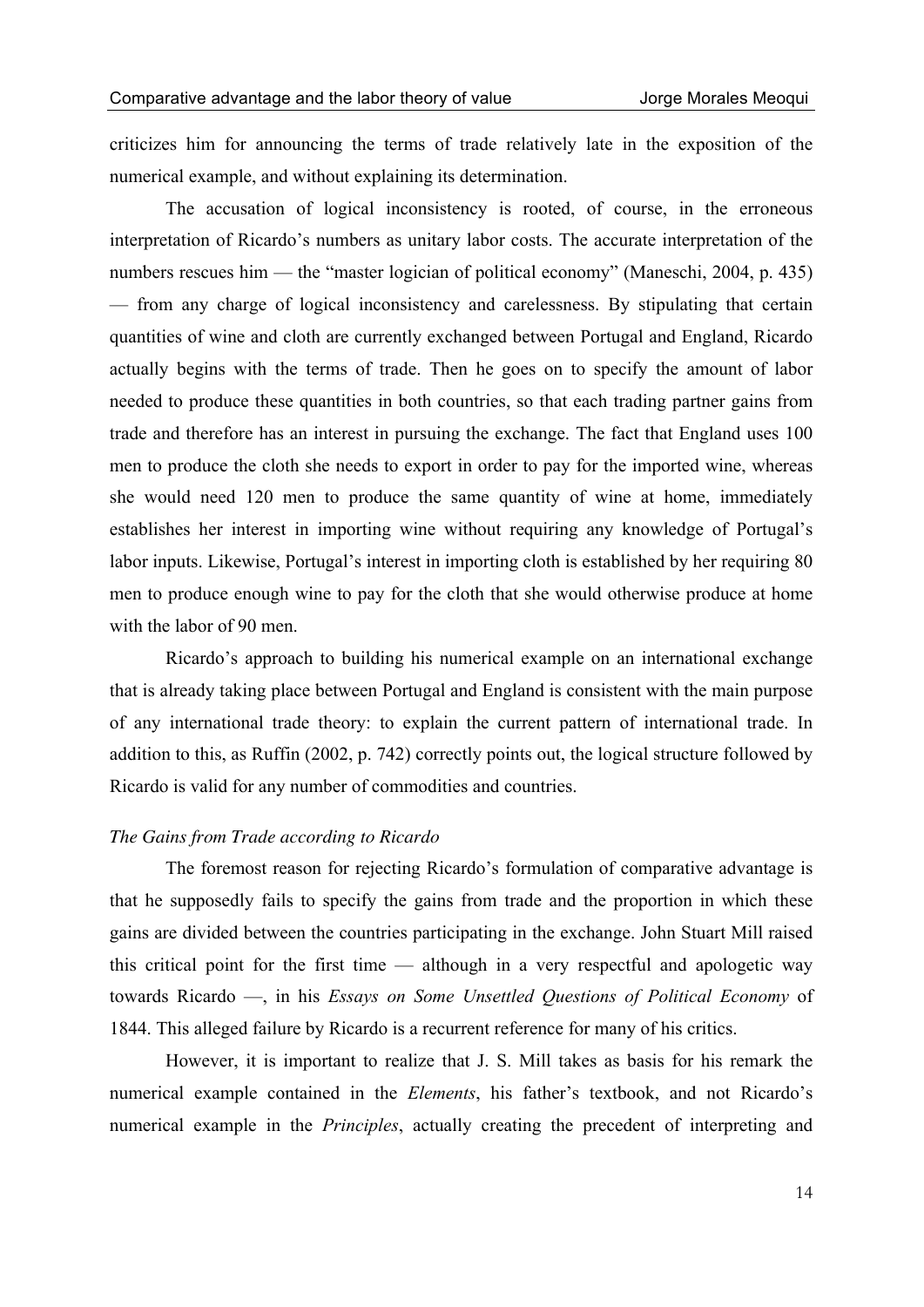criticizes him for announcing the terms of trade relatively late in the exposition of the numerical example, and without explaining its determination.

The accusation of logical inconsistency is rooted, of course, in the erroneous interpretation of Ricardo's numbers as unitary labor costs. The accurate interpretation of the numbers rescues him — the "master logician of political economy" (Maneschi, 2004, p. 435) — from any charge of logical inconsistency and carelessness. By stipulating that certain quantities of wine and cloth are currently exchanged between Portugal and England, Ricardo actually begins with the terms of trade. Then he goes on to specify the amount of labor needed to produce these quantities in both countries, so that each trading partner gains from trade and therefore has an interest in pursuing the exchange. The fact that England uses 100 men to produce the cloth she needs to export in order to pay for the imported wine, whereas she would need 120 men to produce the same quantity of wine at home, immediately establishes her interest in importing wine without requiring any knowledge of Portugal's labor inputs. Likewise, Portugal's interest in importing cloth is established by her requiring 80 men to produce enough wine to pay for the cloth that she would otherwise produce at home with the labor of 90 men.

Ricardo's approach to building his numerical example on an international exchange that is already taking place between Portugal and England is consistent with the main purpose of any international trade theory: to explain the current pattern of international trade. In addition to this, as Ruffin (2002, p. 742) correctly points out, the logical structure followed by Ricardo is valid for any number of commodities and countries.

*The Gains from Trade according to Ricardo*

The foremost reason for rejecting Ricardo's formulation of comparative advantage is that he supposedly fails to specify the gains from trade and the proportion in which these gains are divided between the countries participating in the exchange. John Stuart Mill raised this critical point for the first time — although in a very respectful and apologetic way towards Ricardo —, in his *Essays on Some Unsettled Questions of Political Economy* of 1844. This alleged failure by Ricardo is a recurrent reference for many of his critics.

However, it is important to realize that J. S. Mill takes as basis for his remark the numerical example contained in the *Elements*, his father's textbook, and not Ricardo's numerical example in the *Principles*, actually creating the precedent of interpreting and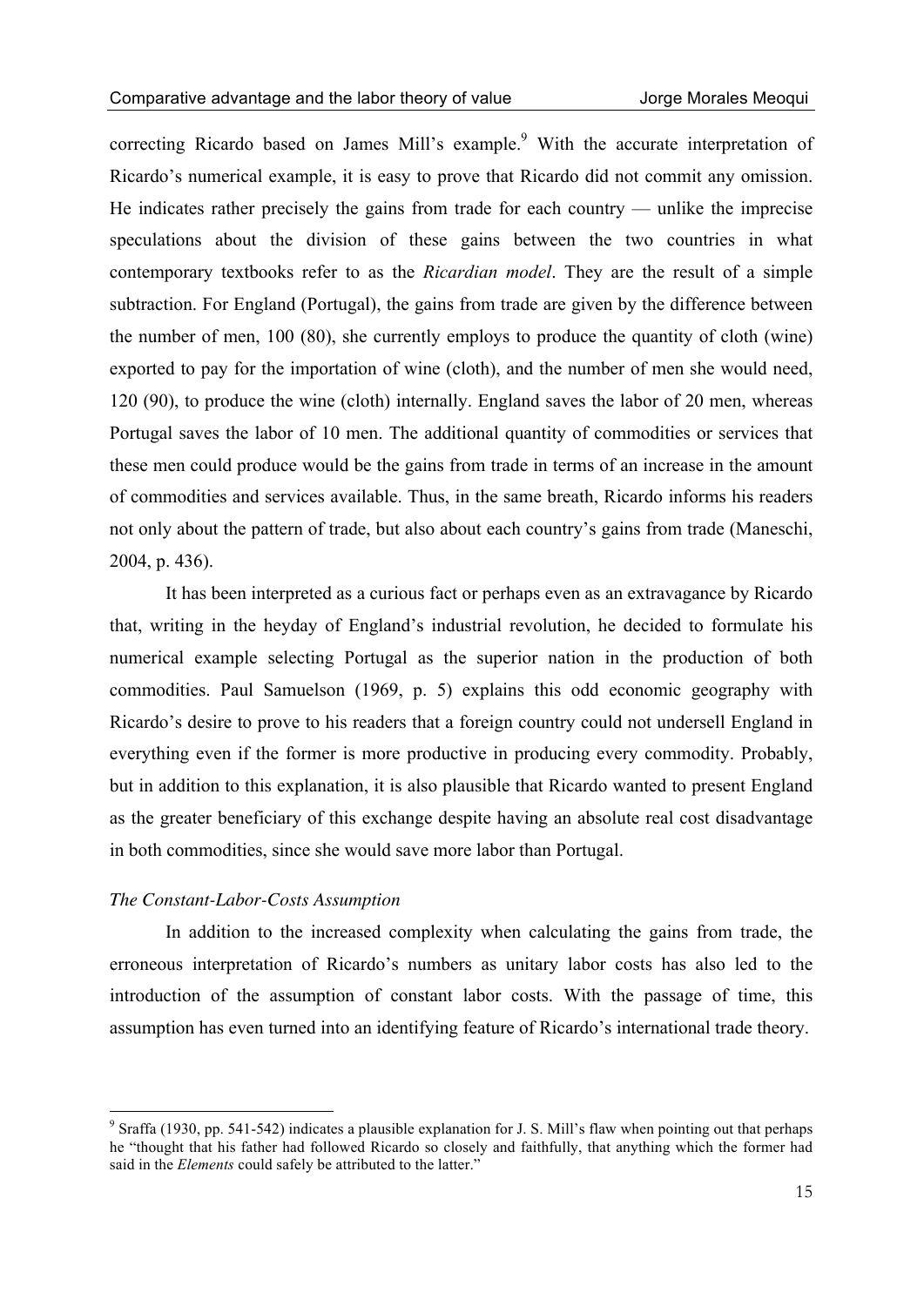correcting Ricardo based on James Mill's example.[9] With the accurate interpretation of Ricardo's numerical example, it is easy to prove that Ricardo did not commit any omission. He indicates rather precisely the gains from trade for each country — unlike the imprecise speculations about the division of these gains between the two countries in what contemporary textbooks refer to as the *Ricardian model*. They are the result of a simple subtraction. For England (Portugal), the gains from trade are given by the difference between the number of men, 100 (80), she currently employs to produce the quantity of cloth (wine) exported to pay for the importation of wine (cloth), and the number of men she would need, 120 (90), to produce the wine (cloth) internally. England saves the labor of 20 men, whereas Portugal saves the labor of 10 men. The additional quantity of commodities or services that these men could produce would be the gains from trade in terms of an increase in the amount of commodities and services available. Thus, in the same breath, Ricardo informs his readers not only about the pattern of trade, but also about each country's gains from trade (Maneschi, 2004, p. 436).

It has been interpreted as a curious fact or perhaps even as an extravagance by Ricardo that, writing in the heyday of England's industrial revolution, he decided to formulate his numerical example selecting Portugal as the superior nation in the production of both commodities. Paul Samuelson (1969, p. 5) explains this odd economic geography with Ricardo's desire to prove to his readers that a foreign country could not undersell England in everything even if the former is more productive in producing every commodity. Probably, but in addition to this explanation, it is also plausible that Ricardo wanted to present England as the greater beneficiary of this exchange despite having an absolute real cost disadvantage in both commodities, since she would save more labor than Portugal.

### *The Constant-Labor-Costs Assumption*

In addition to the increased complexity when calculating the gains from trade, the erroneous interpretation of Ricardo's numbers as unitary labor costs has also led to the introduction of the assumption of constant labor costs. With the passage of time, this assumption has even turned into an identifying feature of Ricardo's international trade theory.

---

[9] Sraffa (1930, pp. 541-542) indicates a plausible explanation for J. S. Mill's flaw when pointing out that perhaps he "thought that his father had followed Ricardo so closely and faithfully, that anything which the former had said in the *Elements* could safely be attributed to the latter."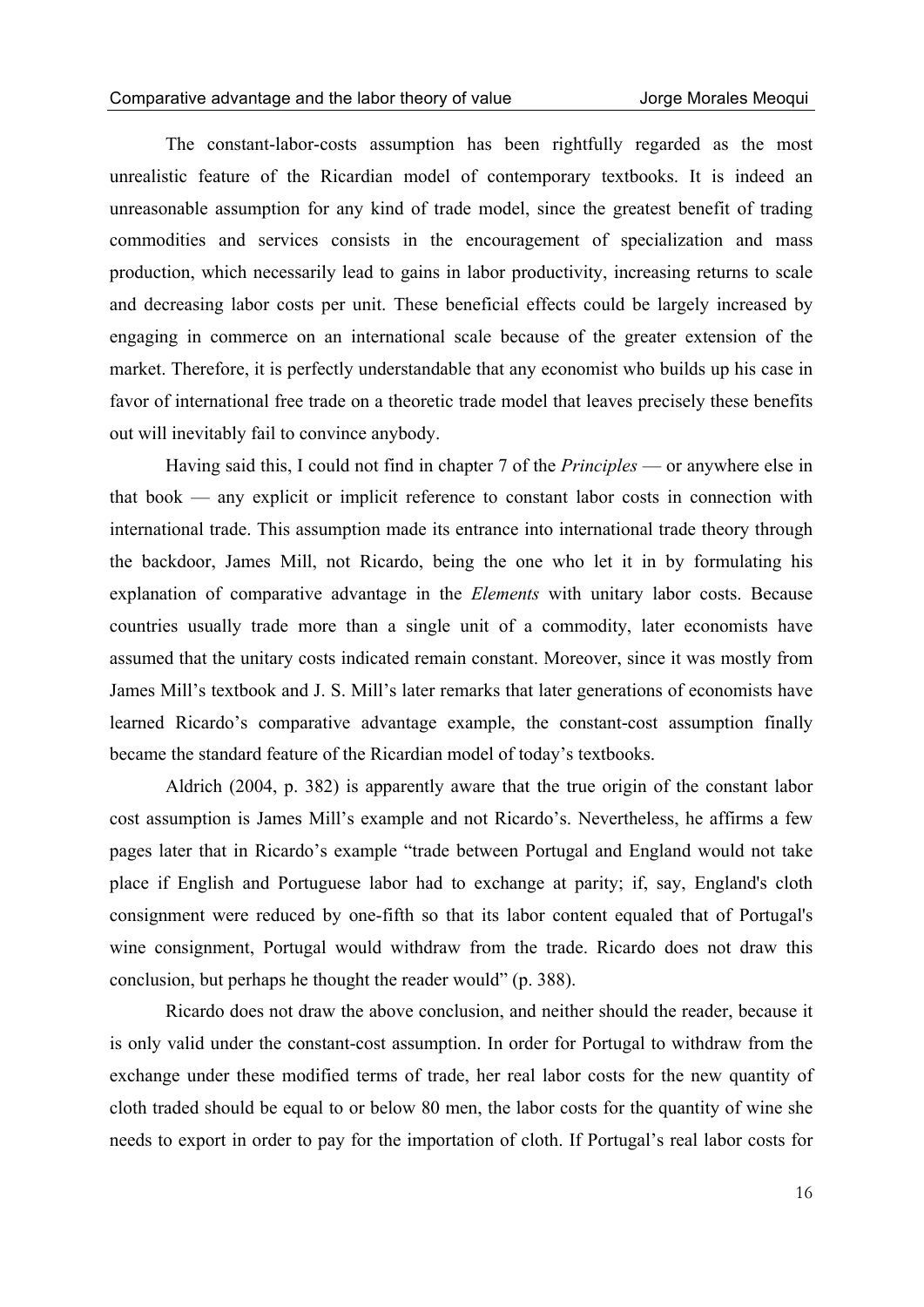The constant-labor-costs assumption has been rightfully regarded as the most unrealistic feature of the Ricardian model of contemporary textbooks. It is indeed an unreasonable assumption for any kind of trade model, since the greatest benefit of trading commodities and services consists in the encouragement of specialization and mass production, which necessarily lead to gains in labor productivity, increasing returns to scale and decreasing labor costs per unit. These beneficial effects could be largely increased by engaging in commerce on an international scale because of the greater extension of the market. Therefore, it is perfectly understandable that any economist who builds up his case in favor of international free trade on a theoretic trade model that leaves precisely these benefits out will inevitably fail to convince anybody.

Having said this, I could not find in chapter 7 of the *Principles* — or anywhere else in that book — any explicit or implicit reference to constant labor costs in connection with international trade. This assumption made its entrance into international trade theory through the backdoor, James Mill, not Ricardo, being the one who let it in by formulating his explanation of comparative advantage in the *Elements* with unitary labor costs. Because countries usually trade more than a single unit of a commodity, later economists have assumed that the unitary costs indicated remain constant. Moreover, since it was mostly from James Mill's textbook and J. S. Mill's later remarks that later generations of economists have learned Ricardo's comparative advantage example, the constant-cost assumption finally became the standard feature of the Ricardian model of today's textbooks.

Aldrich (2004, p. 382) is apparently aware that the true origin of the constant labor cost assumption is James Mill's example and not Ricardo's. Nevertheless, he affirms a few pages later that in Ricardo's example "trade between Portugal and England would not take place if English and Portuguese labor had to exchange at parity; if, say, England's cloth consignment were reduced by one-fifth so that its labor content equaled that of Portugal's wine consignment, Portugal would withdraw from the trade. Ricardo does not draw this conclusion, but perhaps he thought the reader would" (p. 388).

Ricardo does not draw the above conclusion, and neither should the reader, because it is only valid under the constant-cost assumption. In order for Portugal to withdraw from the exchange under these modified terms of trade, her real labor costs for the new quantity of cloth traded should be equal to or below 80 men, the labor costs for the quantity of wine she needs to export in order to pay for the importation of cloth. If Portugal's real labor costs for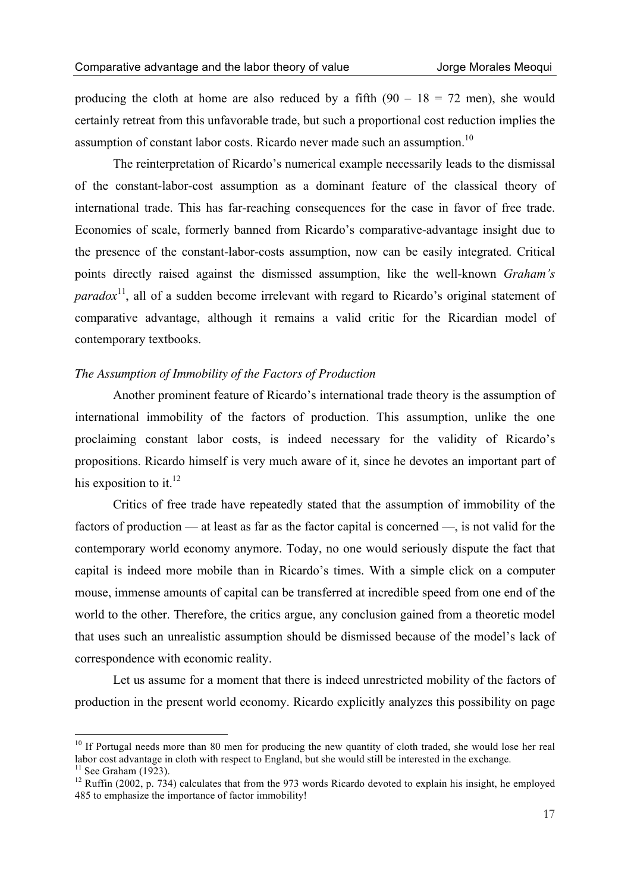producing the cloth at home are also reduced by a fifth (90 – 18 = 72 men), she would certainly retreat from this unfavorable trade, but such a proportional cost reduction implies the assumption of constant labor costs. Ricardo never made such an assumption.[10]

The reinterpretation of Ricardo's numerical example necessarily leads to the dismissal of the constant-labor-cost assumption as a dominant feature of the classical theory of international trade. This has far-reaching consequences for the case in favor of free trade. Economies of scale, formerly banned from Ricardo's comparative-advantage insight due to the presence of the constant-labor-costs assumption, now can be easily integrated. Critical points directly raised against the dismissed assumption, like the well-known *Graham's paradox*[11], all of a sudden become irrelevant with regard to Ricardo's original statement of comparative advantage, although it remains a valid critic for the Ricardian model of contemporary textbooks.

### *The Assumption of Immobility of the Factors of Production*

Another prominent feature of Ricardo's international trade theory is the assumption of international immobility of the factors of production. This assumption, unlike the one proclaiming constant labor costs, is indeed necessary for the validity of Ricardo's propositions. Ricardo himself is very much aware of it, since he devotes an important part of his exposition to it.[12]

Critics of free trade have repeatedly stated that the assumption of immobility of the factors of production — at least as far as the factor capital is concerned —, is not valid for the contemporary world economy anymore. Today, no one would seriously dispute the fact that capital is indeed more mobile than in Ricardo's times. With a simple click on a computer mouse, immense amounts of capital can be transferred at incredible speed from one end of the world to the other. Therefore, the critics argue, any conclusion gained from a theoretic model that uses such an unrealistic assumption should be dismissed because of the model's lack of correspondence with economic reality.

Let us assume for a moment that there is indeed unrestricted mobility of the factors of production in the present world economy. Ricardo explicitly analyzes this possibility on page

---

[10] If Portugal needs more than 80 men for producing the new quantity of cloth traded, she would lose her real labor cost advantage in cloth with respect to England, but she would still be interested in the exchange.

[11] See Graham (1923).

[12] Ruffin (2002, p. 734) calculates that from the 973 words Ricardo devoted to explain his insight, he employed 485 to emphasize the importance of factor immobility!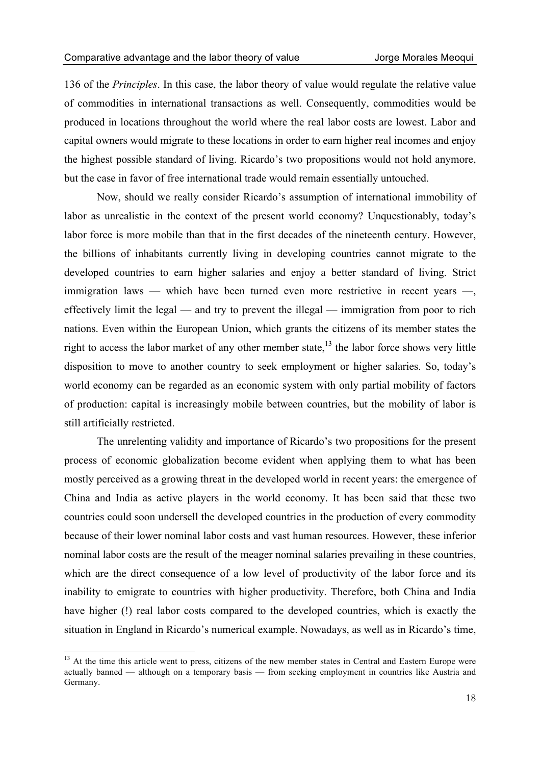136 of the *Principles*. In this case, the labor theory of value would regulate the relative value of commodities in international transactions as well. Consequently, commodities would be produced in locations throughout the world where the real labor costs are lowest. Labor and capital owners would migrate to these locations in order to earn higher real incomes and enjoy the highest possible standard of living. Ricardo's two propositions would not hold anymore, but the case in favor of free international trade would remain essentially untouched.

Now, should we really consider Ricardo's assumption of international immobility of labor as unrealistic in the context of the present world economy? Unquestionably, today's labor force is more mobile than that in the first decades of the nineteenth century. However, the billions of inhabitants currently living in developing countries cannot migrate to the developed countries to earn higher salaries and enjoy a better standard of living. Strict immigration laws — which have been turned even more restrictive in recent years —, effectively limit the legal — and try to prevent the illegal — immigration from poor to rich nations. Even within the European Union, which grants the citizens of its member states the right to access the labor market of any other member state,[13] the labor force shows very little disposition to move to another country to seek employment or higher salaries. So, today's world economy can be regarded as an economic system with only partial mobility of factors of production: capital is increasingly mobile between countries, but the mobility of labor is still artificially restricted.

The unrelenting validity and importance of Ricardo's two propositions for the present process of economic globalization become evident when applying them to what has been mostly perceived as a growing threat in the developed world in recent years: the emergence of China and India as active players in the world economy. It has been said that these two countries could soon undersell the developed countries in the production of every commodity because of their lower nominal labor costs and vast human resources. However, these inferior nominal labor costs are the result of the meager nominal salaries prevailing in these countries, which are the direct consequence of a low level of productivity of the labor force and its inability to emigrate to countries with higher productivity. Therefore, both China and India have higher (!) real labor costs compared to the developed countries, which is exactly the situation in England in Ricardo's numerical example. Nowadays, as well as in Ricardo's time,

[13] At the time this article went to press, citizens of the new member states in Central and Eastern Europe were actually banned — although on a temporary basis — from seeking employment in countries like Austria and Germany.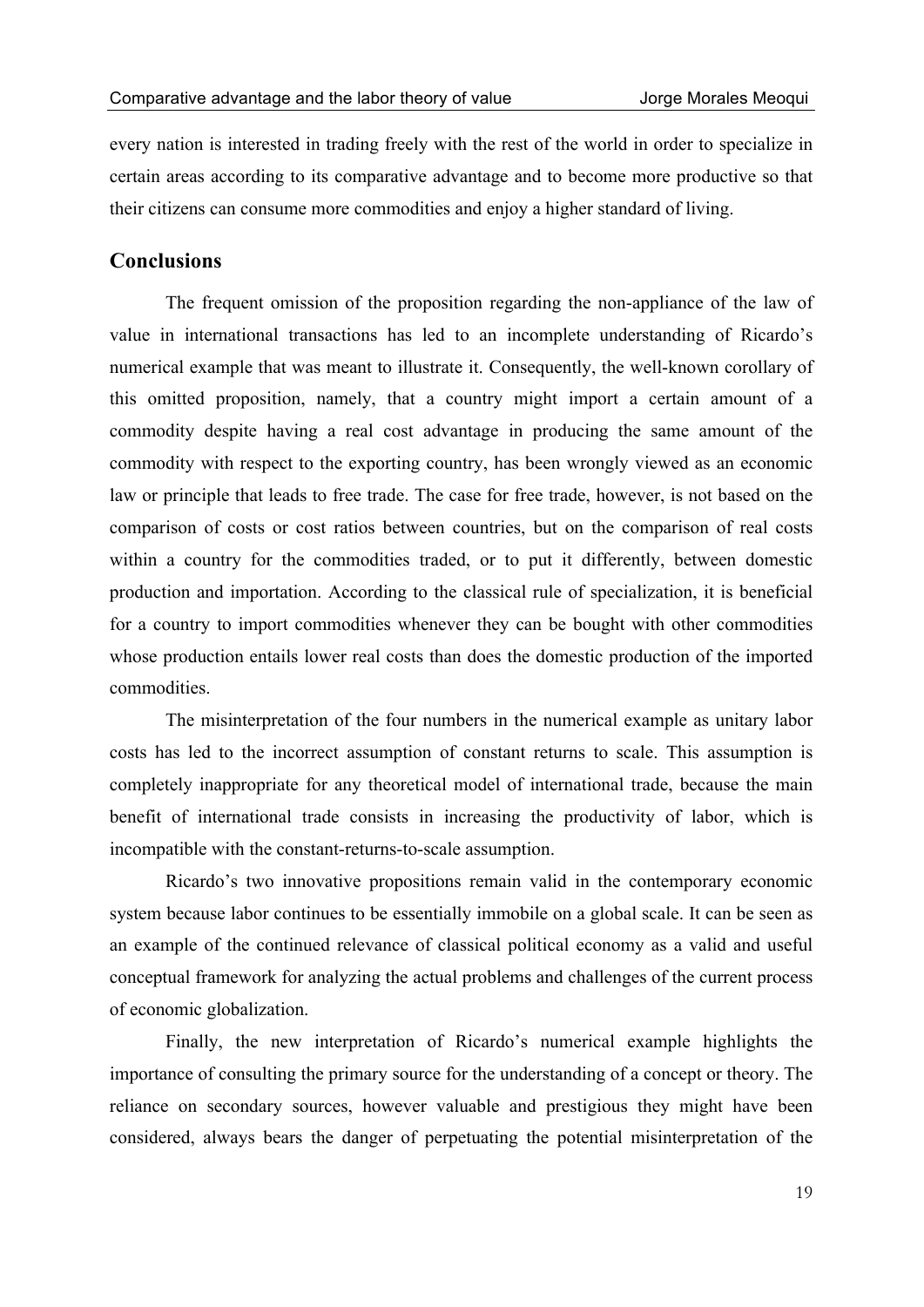every nation is interested in trading freely with the rest of the world in order to specialize in certain areas according to its comparative advantage and to become more productive so that their citizens can consume more commodities and enjoy a higher standard of living.

## Conclusions

The frequent omission of the proposition regarding the non-appliance of the law of value in international transactions has led to an incomplete understanding of Ricardo's numerical example that was meant to illustrate it. Consequently, the well-known corollary of this omitted proposition, namely, that a country might import a certain amount of a commodity despite having a real cost advantage in producing the same amount of the commodity with respect to the exporting country, has been wrongly viewed as an economic law or principle that leads to free trade. The case for free trade, however, is not based on the comparison of costs or cost ratios between countries, but on the comparison of real costs within a country for the commodities traded, or to put it differently, between domestic production and importation. According to the classical rule of specialization, it is beneficial for a country to import commodities whenever they can be bought with other commodities whose production entails lower real costs than does the domestic production of the imported commodities.

The misinterpretation of the four numbers in the numerical example as unitary labor costs has led to the incorrect assumption of constant returns to scale. This assumption is completely inappropriate for any theoretical model of international trade, because the main benefit of international trade consists in increasing the productivity of labor, which is incompatible with the constant-returns-to-scale assumption.

Ricardo's two innovative propositions remain valid in the contemporary economic system because labor continues to be essentially immobile on a global scale. It can be seen as an example of the continued relevance of classical political economy as a valid and useful conceptual framework for analyzing the actual problems and challenges of the current process of economic globalization.

Finally, the new interpretation of Ricardo's numerical example highlights the importance of consulting the primary source for the understanding of a concept or theory. The reliance on secondary sources, however valuable and prestigious they might have been considered, always bears the danger of perpetuating the potential misinterpretation of the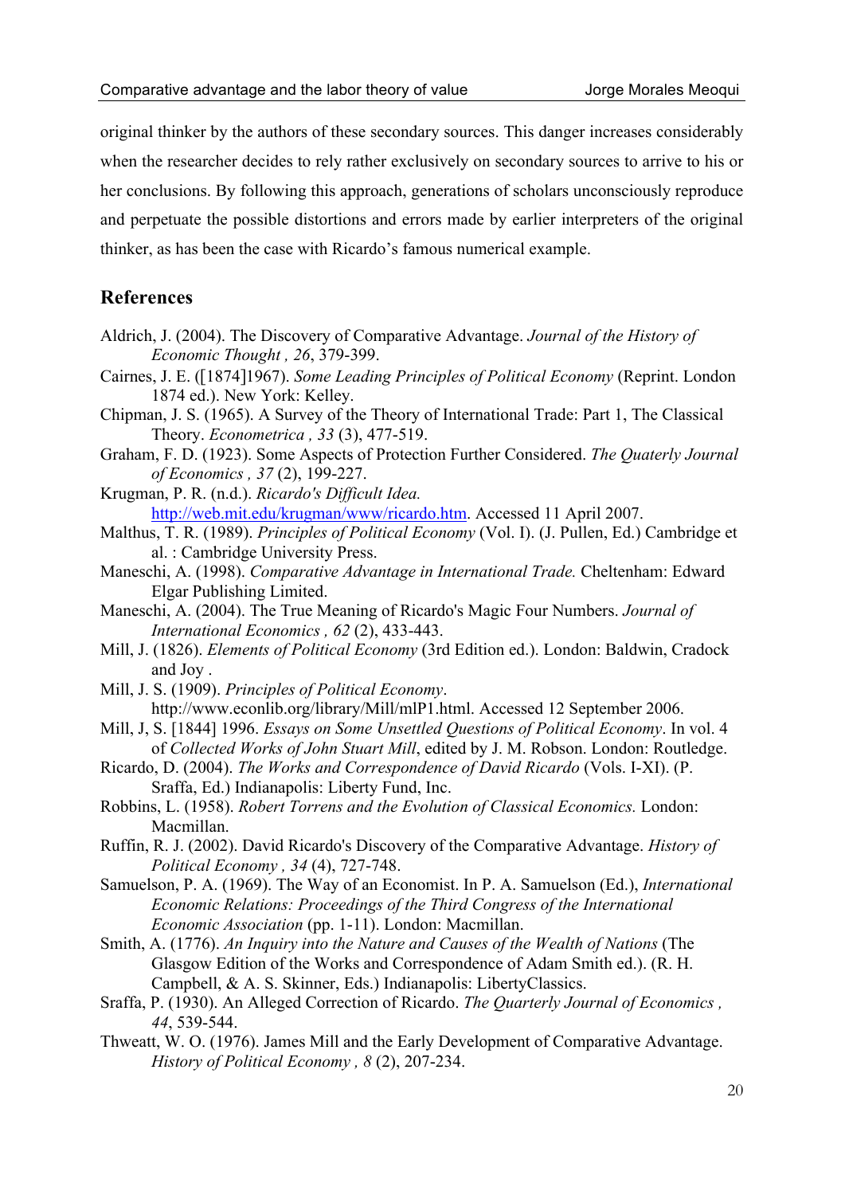original thinker by the authors of these secondary sources. This danger increases considerably when the researcher decides to rely rather exclusively on secondary sources to arrive to his or her conclusions. By following this approach, generations of scholars unconsciously reproduce and perpetuate the possible distortions and errors made by earlier interpreters of the original thinker, as has been the case with Ricardo's famous numerical example.

## References

Aldrich, J. (2004). The Discovery of Comparative Advantage. *Journal of the History of Economic Thought , 26*, 379-399.

Cairnes, J. E. ([1874]1967). *Some Leading Principles of Political Economy* (Reprint. London 1874 ed.). New York: Kelley.

Chipman, J. S. (1965). A Survey of the Theory of International Trade: Part 1, The Classical Theory. *Econometrica , 33* (3), 477-519.

Graham, F. D. (1923). Some Aspects of Protection Further Considered. *The Quaterly Journal of Economics , 37* (2), 199-227.

Krugman, P. R. (n.d.). *Ricardo's Difficult Idea.* http://web.mit.edu/krugman/www/ricardo.htm. Accessed 11 April 2007.

Malthus, T. R. (1989). *Principles of Political Economy* (Vol. I). (J. Pullen, Ed.) Cambridge et al. : Cambridge University Press.

Maneschi, A. (1998). *Comparative Advantage in International Trade.* Cheltenham: Edward Elgar Publishing Limited.

Maneschi, A. (2004). The True Meaning of Ricardo's Magic Four Numbers. *Journal of International Economics , 62* (2), 433-443.

Mill, J. (1826). *Elements of Political Economy* (3rd Edition ed.). London: Baldwin, Cradock and Joy .

Mill, J. S. (1909). *Principles of Political Economy*. http://www.econlib.org/library/Mill/mlP1.html. Accessed 12 September 2006.

Mill, J, S. [1844] 1996. *Essays on Some Unsettled Questions of Political Economy*. In vol. 4 of *Collected Works of John Stuart Mill*, edited by J. M. Robson. London: Routledge.

Ricardo, D. (2004). *The Works and Correspondence of David Ricardo* (Vols. I-XI). (P. Sraffa, Ed.) Indianapolis: Liberty Fund, Inc.

Robbins, L. (1958). *Robert Torrens and the Evolution of Classical Economics.* London: Macmillan.

Ruffin, R. J. (2002). David Ricardo's Discovery of the Comparative Advantage. *History of Political Economy , 34* (4), 727-748.

Samuelson, P. A. (1969). The Way of an Economist. In P. A. Samuelson (Ed.), *International Economic Relations: Proceedings of the Third Congress of the International Economic Association* (pp. 1-11). London: Macmillan.

Smith, A. (1776). *An Inquiry into the Nature and Causes of the Wealth of Nations* (The Glasgow Edition of the Works and Correspondence of Adam Smith ed.). (R. H. Campbell, & A. S. Skinner, Eds.) Indianapolis: LibertyClassics.

Sraffa, P. (1930). An Alleged Correction of Ricardo. *The Quarterly Journal of Economics , 44*, 539-544.

Thweatt, W. O. (1976). James Mill and the Early Development of Comparative Advantage. *History of Political Economy , 8* (2), 207-234.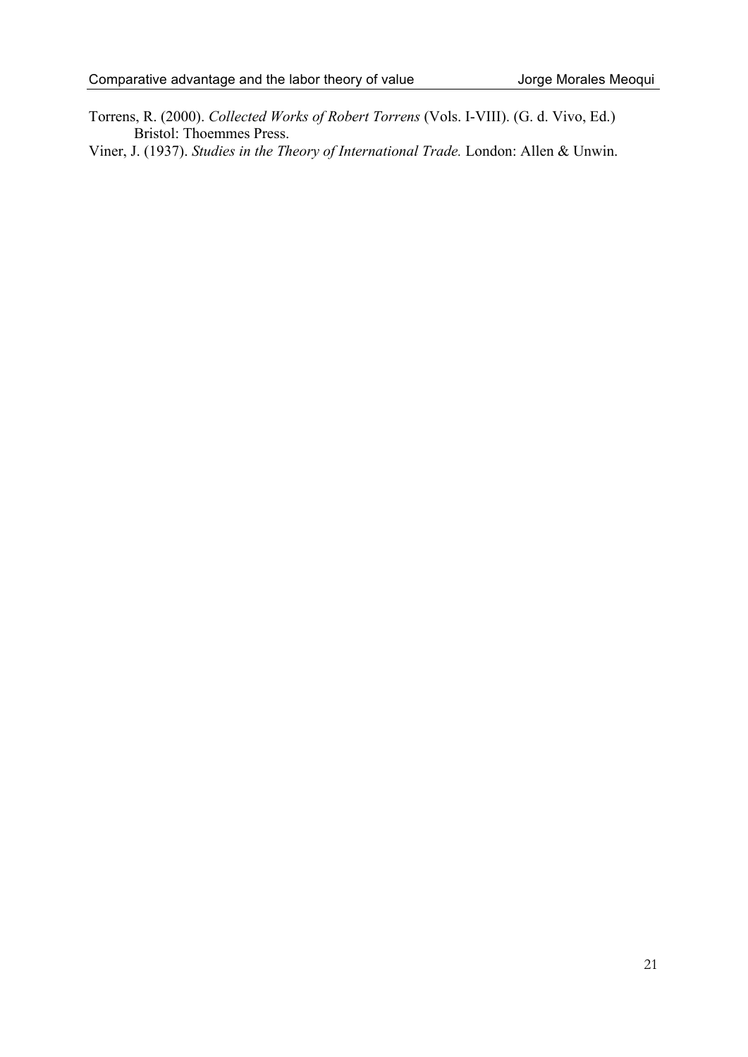Torrens, R. (2000). *Collected Works of Robert Torrens* (Vols. I-VIII). (G. d. Vivo, Ed.) Bristol: Thoemmes Press.

Viner, J. (1937). *Studies in the Theory of International Trade.* London: Allen & Unwin.